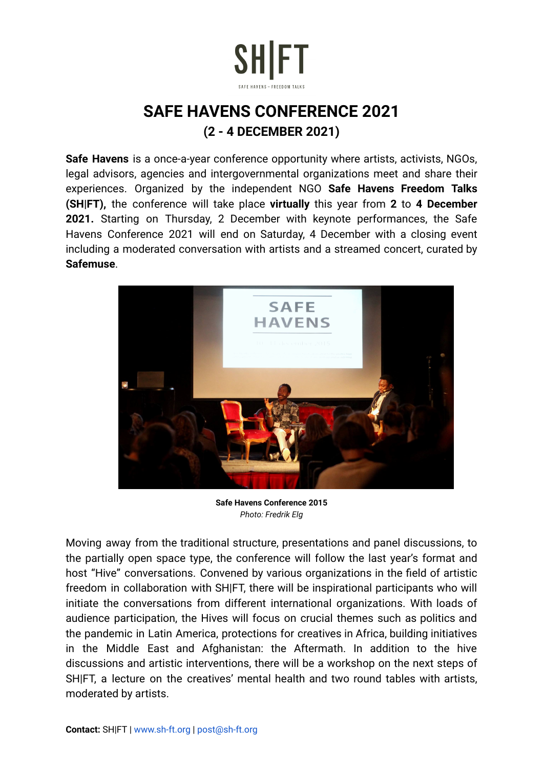SH|FT

SAFE HAVENS – FREEDOM TALKS

# SAFE HAVENS CONFERENCE 2021

## (2 - 4 DECEMBER 2021)

**Safe Havens** is a once-a-year conference opportunity where artists, activists, NGOs, legal advisors, agencies and intergovernmental organizations meet and share their experiences. Organized by the independent NGO **Safe Havens Freedom Talks (SH|FT),** the conference will take place **virtually** this year from **2** to **4 December 2021.** Starting on Thursday, 2 December with keynote performances, the Safe Havens Conference 2021 will end on Saturday, 4 December with a closing event including a moderated conversation with artists and a streamed concert, curated by **Safemuse**.

**Safe Havens Conference 2015**
*Photo: Fredrik Elg*

Moving away from the traditional structure, presentations and panel discussions, to the partially open space type, the conference will follow the last year's format and host "Hive" conversations. Convened by various organizations in the field of artistic freedom in collaboration with SH|FT, there will be inspirational participants who will initiate the conversations from different international organizations. With loads of audience participation, the Hives will focus on crucial themes such as politics and the pandemic in Latin America, protections for creatives in Africa, building initiatives in the Middle East and Afghanistan: the Aftermath. In addition to the hive discussions and artistic interventions, there will be a workshop on the next steps of SH|FT, a lecture on the creatives' mental health and two round tables with artists, moderated by artists.

**Contact:** SH|FT | www.sh-ft.org | post@sh-ft.org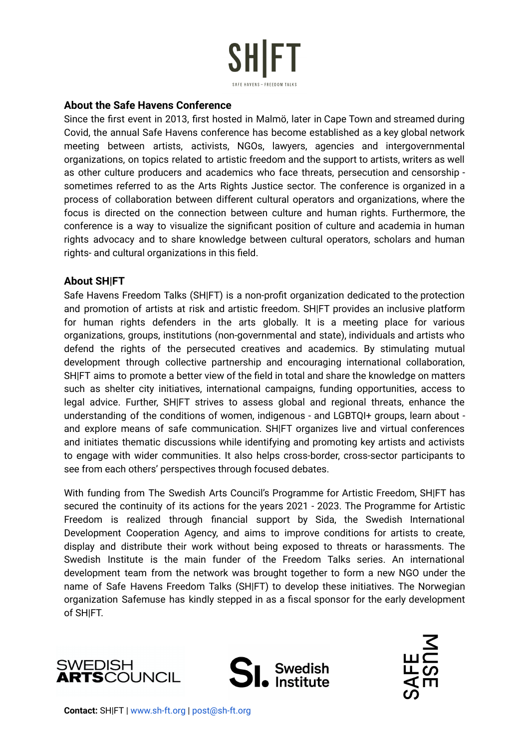# SH|FT

SAFE HAVENS – FREEDOM TALKS

## About the Safe Havens Conference

Since the first event in 2013, first hosted in Malmö, later in Cape Town and streamed during Covid, the annual Safe Havens conference has become established as a key global network meeting between artists, activists, NGOs, lawyers, agencies and intergovernmental organizations, on topics related to artistic freedom and the support to artists, writers as well as other culture producers and academics who face threats, persecution and censorship - sometimes referred to as the Arts Rights Justice sector. The conference is organized in a process of collaboration between different cultural operators and organizations, where the focus is directed on the connection between culture and human rights. Furthermore, the conference is a way to visualize the significant position of culture and academia in human rights advocacy and to share knowledge between cultural operators, scholars and human rights- and cultural organizations in this field.

## About SH|FT

Safe Havens Freedom Talks (SH|FT) is a non-profit organization dedicated to the protection and promotion of artists at risk and artistic freedom. SH|FT provides an inclusive platform for human rights defenders in the arts globally. It is a meeting place for various organizations, groups, institutions (non-governmental and state), individuals and artists who defend the rights of the persecuted creatives and academics. By stimulating mutual development through collective partnership and encouraging international collaboration, SH|FT aims to promote a better view of the field in total and share the knowledge on matters such as shelter city initiatives, international campaigns, funding opportunities, access to legal advice. Further, SH|FT strives to assess global and regional threats, enhance the understanding of the conditions of women, indigenous - and LGBTQI+ groups, learn about - and explore means of safe communication. SH|FT organizes live and virtual conferences and initiates thematic discussions while identifying and promoting key artists and activists to engage with wider communities. It also helps cross-border, cross-sector participants to see from each others' perspectives through focused debates.

With funding from The Swedish Arts Council's Programme for Artistic Freedom, SH|FT has secured the continuity of its actions for the years 2021 - 2023. The Programme for Artistic Freedom is realized through financial support by Sida, the Swedish International Development Cooperation Agency, and aims to improve conditions for artists to create, display and distribute their work without being exposed to threats or harassments. The Swedish Institute is the main funder of the Freedom Talks series. An international development team from the network was brought together to form a new NGO under the name of Safe Havens Freedom Talks (SH|FT) to develop these initiatives. The Norwegian organization Safemuse has kindly stepped in as a fiscal sponsor for the early development of SH|FT.

SWEDISH ARTSCOUNCIL

SI. Swedish Institute

SAFE MUSE

**Contact:** SH|FT | www.sh-ft.org | post@sh-ft.org